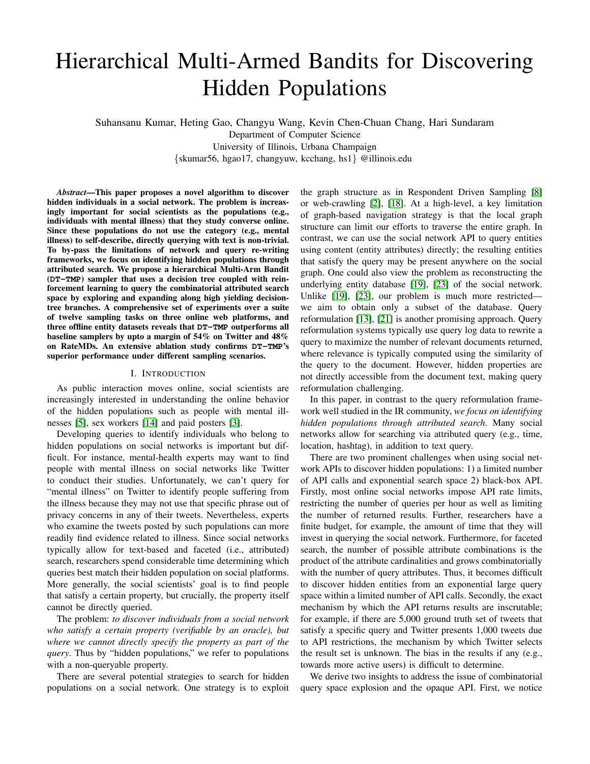# Hierarchical Multi-Armed Bandits for Discovering Hidden Populations

Suhansanu Kumar, Heting Gao, Changyu Wang, Kevin Chen-Chuan Chang, Hari Sundaram
Department of Computer Science
University of Illinois, Urbana Champaign
{skumar56, hgao17, changyuw, kcchang, hs1} @illinois.edu

***Abstract*—This paper proposes a novel algorithm to discover hidden individuals in a social network. The problem is increasingly important for social scientists as the populations (e.g., individuals with mental illness) that they study converse online. Since these populations do not use the category (e.g., mental illness) to self-describe, directly querying with text is non-trivial. To by-pass the limitations of network and query re-writing frameworks, we focus on identifying hidden populations through attributed search. We propose a hierarchical Multi-Arm Bandit (`DT-TMP`) sampler that uses a decision tree coupled with reinforcement learning to query the combinatorial attributed search space by exploring and expanding along high yielding decision-tree branches. A comprehensive set of experiments over a suite of twelve sampling tasks on three online web platforms, and three offline entity datasets reveals that `DT-TMP` outperforms all baseline samplers by upto a margin of 54% on Twitter and 48% on RateMDs. An extensive ablation study confirms `DT-TMP`'s superior performance under different sampling scenarios.**

## I. Introduction

As public interaction moves online, social scientists are increasingly interested in understanding the online behavior of the hidden populations such as people with mental illnesses [5], sex workers [14] and paid posters [3].

Developing queries to identify individuals who belong to hidden populations on social networks is important but difficult. For instance, mental-health experts may want to find people with mental illness on social networks like Twitter to conduct their studies. Unfortunately, we can't query for "mental illness" on Twitter to identify people suffering from the illness because they may not use that specific phrase out of privacy concerns in any of their tweets. Nevertheless, experts who examine the tweets posted by such populations can more readily find evidence related to illness. Since social networks typically allow for text-based and faceted (i.e., attributed) search, researchers spend considerable time determining which queries best match their hidden population on social platforms. More generally, the social scientists' goal is to find people that satisfy a certain property, but crucially, the property itself cannot be directly queried.

The problem: *to discover individuals from a social network who satisfy a certain property (verifiable by an oracle), but where we cannot directly specify the property as part of the query*. Thus by "hidden populations," we refer to populations with a non-queryable property.

There are several potential strategies to search for hidden populations on a social network. One strategy is to exploit the graph structure as in Respondent Driven Sampling [8] or web-crawling [2], [18]. At a high-level, a key limitation of graph-based navigation strategy is that the local graph structure can limit our efforts to traverse the entire graph. In contrast, we can use the social network API to query entities using content (entity attributes) directly; the resulting entities that satisfy the query may be present anywhere on the social graph. One could also view the problem as reconstructing the underlying entity database [19], [23] of the social network. Unlike [19], [23], our problem is much more restricted—we aim to obtain only a subset of the database. Query reformulation [13], [21] is another promising approach. Query reformulation systems typically use query log data to rewrite a query to maximize the number of relevant documents returned, where relevance is typically computed using the similarity of the query to the document. However, hidden properties are not directly accessible from the document text, making query reformulation challenging.

In this paper, in contrast to the query reformulation framework well studied in the IR community, *we focus on identifying hidden populations through attributed search*. Many social networks allow for searching via attributed query (e.g., time, location, hashtag), in addition to text query.

There are two prominent challenges when using social network APIs to discover hidden populations: 1) a limited number of API calls and exponential search space 2) black-box API. Firstly, most online social networks impose API rate limits, restricting the number of queries per hour as well as limiting the number of returned results. Further, researchers have a finite budget, for example, the amount of time that they will invest in querying the social network. Furthermore, for faceted search, the number of possible attribute combinations is the product of the attribute cardinalities and grows combinatorially with the number of query attributes. Thus, it becomes difficult to discover hidden entities from an exponential large query space within a limited number of API calls. Secondly, the exact mechanism by which the API returns results are inscrutable; for example, if there are 5,000 ground truth set of tweets that satisfy a specific query and Twitter presents 1,000 tweets due to API restrictions, the mechanism by which Twitter selects the result set is unknown. The bias in the results if any (e.g., towards more active users) is difficult to determine.

We derive two insights to address the issue of combinatorial query space explosion and the opaque API. First, we notice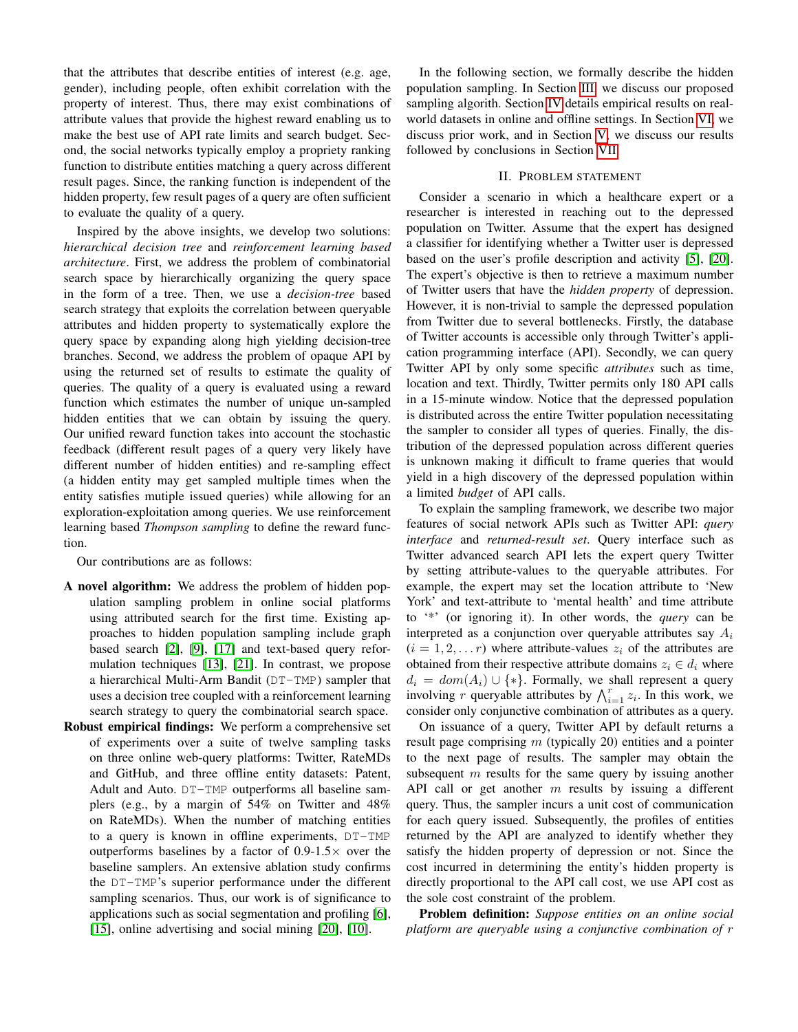that the attributes that describe entities of interest (e.g. age, gender), including people, often exhibit correlation with the property of interest. Thus, there may exist combinations of attribute values that provide the highest reward enabling us to make the best use of API rate limits and search budget. Second, the social networks typically employ a propriety ranking function to distribute entities matching a query across different result pages. Since, the ranking function is independent of the hidden property, few result pages of a query are often sufficient to evaluate the quality of a query.

Inspired by the above insights, we develop two solutions: *hierarchical decision tree* and *reinforcement learning based architecture*. First, we address the problem of combinatorial search space by hierarchically organizing the query space in the form of a tree. Then, we use a *decision-tree* based search strategy that exploits the correlation between queryable attributes and hidden property to systematically explore the query space by expanding along high yielding decision-tree branches. Second, we address the problem of opaque API by using the returned set of results to estimate the quality of queries. The quality of a query is evaluated using a reward function which estimates the number of unique un-sampled hidden entities that we can obtain by issuing the query. Our unified reward function takes into account the stochastic feedback (different result pages of a query very likely have different number of hidden entities) and re-sampling effect (a hidden entity may get sampled multiple times when the entity satisfies mutiple issued queries) while allowing for an exploration-exploitation among queries. We use reinforcement learning based *Thompson sampling* to define the reward function.

Our contributions are as follows:

- **A novel algorithm:** We address the problem of hidden population sampling problem in online social platforms using attributed search for the first time. Existing approaches to hidden population sampling include graph based search [2], [9], [17] and text-based query reformulation techniques [13], [21]. In contrast, we propose a hierarchical Multi-Arm Bandit (DT-TMP) sampler that uses a decision tree coupled with a reinforcement learning search strategy to query the combinatorial search space.
- **Robust empirical findings:** We perform a comprehensive set of experiments over a suite of twelve sampling tasks on three online web-query platforms: Twitter, RateMDs and GitHub, and three offline entity datasets: Patent, Adult and Auto. DT-TMP outperforms all baseline samplers (e.g., by a margin of 54% on Twitter and 48% on RateMDs). When the number of matching entities to a query is known in offline experiments, DT-TMP outperforms baselines by a factor of 0.9-1.5× over the baseline samplers. An extensive ablation study confirms the DT-TMP's superior performance under the different sampling scenarios. Thus, our work is of significance to applications such as social segmentation and profiling [6], [15], online advertising and social mining [20], [10].

In the following section, we formally describe the hidden population sampling. In Section III, we discuss our proposed sampling algorithm. Section IV details empirical results on real-world datasets in online and offline settings. In Section VI, we discuss prior work, and in Section V, we discuss our results followed by conclusions in Section VII.

## II. Problem statement

Consider a scenario in which a healthcare expert or a researcher is interested in reaching out to the depressed population on Twitter. Assume that the expert has designed a classifier for identifying whether a Twitter user is depressed based on the user's profile description and activity [5], [20]. The expert's objective is then to retrieve a maximum number of Twitter users that have the *hidden property* of depression. However, it is non-trivial to sample the depressed population from Twitter due to several bottlenecks. Firstly, the database of Twitter accounts is accessible only through Twitter's application programming interface (API). Secondly, we can query Twitter API by only some specific *attributes* such as time, location and text. Thirdly, Twitter permits only 180 API calls in a 15-minute window. Notice that the depressed population is distributed across the entire Twitter population necessitating the sampler to consider all types of queries. Finally, the distribution of the depressed population across different queries is unknown making it difficult to frame queries that would yield in a high discovery of the depressed population within a limited *budget* of API calls.

To explain the sampling framework, we describe two major features of social network APIs such as Twitter API: *query interface* and *returned-result set*. Query interface such as Twitter advanced search API lets the expert query Twitter by setting attribute-values to the queryable attributes. For example, the expert may set the location attribute to 'New York' and text-attribute to 'mental health' and time attribute to '*' (or ignoring it). In other words, the *query* can be interpreted as a conjunction over queryable attributes say $A_i$ ($i = 1, 2, \ldots r$) where attribute-values $z_i$ of the attributes are obtained from their respective attribute domains $z_i \in d_i$ where $d_i = dom(A_i) \cup \{*\}$. Formally, we shall represent a query involving $r$ queryable attributes by $\bigwedge_{i=1}^{r} z_i$. In this work, we consider only conjunctive combination of attributes as a query.

On issuance of a query, Twitter API by default returns a result page comprising $m$ (typically 20) entities and a pointer to the next page of results. The sampler may obtain the subsequent $m$ results for the same query by issuing another API call or get another $m$ results by issuing a different query. Thus, the sampler incurs a unit cost of communication for each query issued. Subsequently, the profiles of entities returned by the API are analyzed to identify whether they satisfy the hidden property of depression or not. Since the cost incurred in determining the entity's hidden property is directly proportional to the API call cost, we use API cost as the sole cost constraint of the problem.

**Problem definition:** *Suppose entities on an online social platform are queryable using a conjunctive combination of $r$*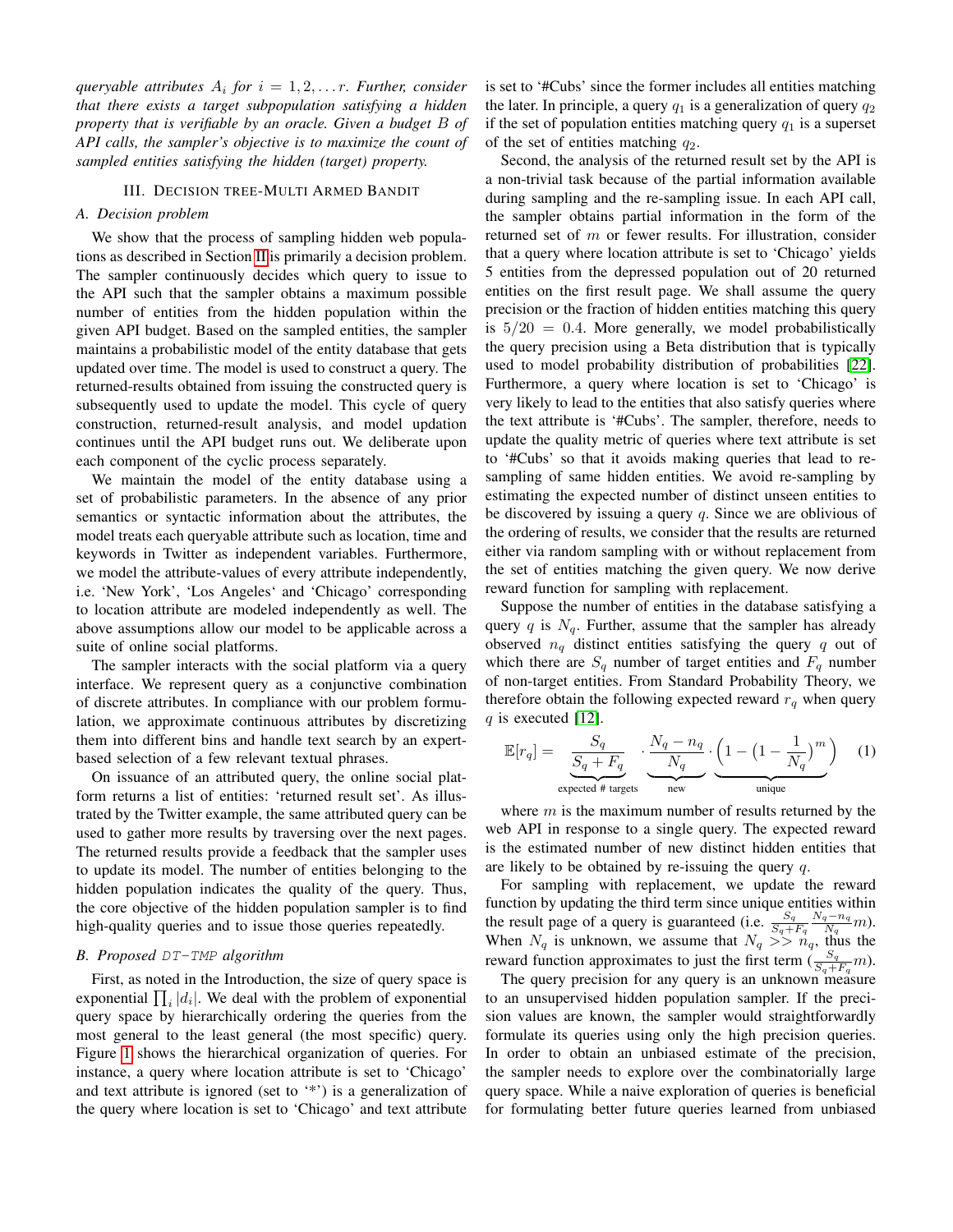*queryable attributes $A_i$ for $i = 1, 2, \ldots r$. Further, consider that there exists a target subpopulation satisfying a hidden property that is verifiable by an oracle. Given a budget $B$ of API calls, the sampler's objective is to maximize the count of sampled entities satisfying the hidden (target) property.*

## III. Decision tree-Multi Armed Bandit

### A. Decision problem

We show that the process of sampling hidden web populations as described in Section II is primarily a decision problem. The sampler continuously decides which query to issue to the API such that the sampler obtains a maximum possible number of entities from the hidden population within the given API budget. Based on the sampled entities, the sampler maintains a probabilistic model of the entity database that gets updated over time. The model is used to construct a query. The returned-results obtained from issuing the constructed query is subsequently used to update the model. This cycle of query construction, returned-result analysis, and model updation continues until the API budget runs out. We deliberate upon each component of the cyclic process separately.

We maintain the model of the entity database using a set of probabilistic parameters. In the absence of any prior semantics or syntactic information about the attributes, the model treats each queryable attribute such as location, time and keywords in Twitter as independent variables. Furthermore, we model the attribute-values of every attribute independently, i.e. 'New York', 'Los Angeles' and 'Chicago' corresponding to location attribute are modeled independently as well. The above assumptions allow our model to be applicable across a suite of online social platforms.

The sampler interacts with the social platform via a query interface. We represent query as a conjunctive combination of discrete attributes. In compliance with our problem formulation, we approximate continuous attributes by discretizing them into different bins and handle text search by an expert-based selection of a few relevant textual phrases.

On issuance of an attributed query, the online social platform returns a list of entities: 'returned result set'. As illustrated by the Twitter example, the same attributed query can be used to gather more results by traversing over the next pages. The returned results provide a feedback that the sampler uses to update its model. The number of entities belonging to the hidden population indicates the quality of the query. Thus, the core objective of the hidden population sampler is to find high-quality queries and to issue those queries repeatedly.

### B. Proposed DT-TMP algorithm

First, as noted in the Introduction, the size of query space is exponential $\prod_i |d_i|$. We deal with the problem of exponential query space by hierarchically ordering the queries from the most general to the least general (the most specific) query. Figure 1 shows the hierarchical organization of queries. For instance, a query where location attribute is set to 'Chicago' and text attribute is ignored (set to '*') is a generalization of the query where location is set to 'Chicago' and text attribute is set to '#Cubs' since the former includes all entities matching the later. In principle, a query $q_1$ is a generalization of query $q_2$ if the set of population entities matching query $q_1$ is a superset of the set of entities matching $q_2$.

Second, the analysis of the returned result set by the API is a non-trivial task because of the partial information available during sampling and the re-sampling issue. In each API call, the sampler obtains partial information in the form of the returned set of $m$ or fewer results. For illustration, consider that a query where location attribute is set to 'Chicago' yields 5 entities from the depressed population out of 20 returned entities on the first result page. We shall assume the query precision or the fraction of hidden entities matching this query is $5/20 = 0.4$. More generally, we model probabilistically the query precision using a Beta distribution that is typically used to model probability distribution of probabilities [22]. Furthermore, a query where location is set to 'Chicago' is very likely to lead to the entities that also satisfy queries where the text attribute is '#Cubs'. The sampler, therefore, needs to update the quality metric of queries where text attribute is set to '#Cubs' so that it avoids making queries that lead to re-sampling of same hidden entities. We avoid re-sampling by estimating the expected number of distinct unseen entities to be discovered by issuing a query $q$. Since we are oblivious of the ordering of results, we consider that the results are returned either via random sampling with or without replacement from the set of entities matching the given query. We now derive reward function for sampling with replacement.

Suppose the number of entities in the database satisfying a query $q$ is $N_q$. Further, assume that the sampler has already observed $n_q$ distinct entities satisfying the query $q$ out of which there are $S_q$ number of target entities and $F_q$ number of non-target entities. From Standard Probability Theory, we therefore obtain the following expected reward $r_q$ when query $q$ is executed [12].

$$\mathbb{E}[r_q] = \underbrace{\frac{S_q}{S_q + F_q}}_{\text{expected \# targets}} \cdot \underbrace{\frac{N_q - n_q}{N_q}}_{\text{new}} \cdot \underbrace{\left(1 - \left(1 - \frac{1}{N_q}\right)^m\right)}_{\text{unique}} \quad (1)$$

where $m$ is the maximum number of results returned by the web API in response to a single query. The expected reward is the estimated number of new distinct hidden entities that are likely to be obtained by re-issuing the query $q$.

For sampling with replacement, we update the reward function by updating the third term since unique entities within the result page of a query is guaranteed (i.e. $\frac{S_q}{S_q+F_q} \frac{N_q-n_q}{N_q} m$). When $N_q$ is unknown, we assume that $N_q >> n_q$, thus the reward function approximates to just the first term ($\frac{S_q}{S_q+F_q} m$).

The query precision for any query is an unknown measure to an unsupervised hidden population sampler. If the precision values are known, the sampler would straightforwardly formulate its queries using only the high precision queries. In order to obtain an unbiased estimate of the precision, the sampler needs to explore over the combinatorially large query space. While a naive exploration of queries is beneficial for formulating better future queries learned from unbiased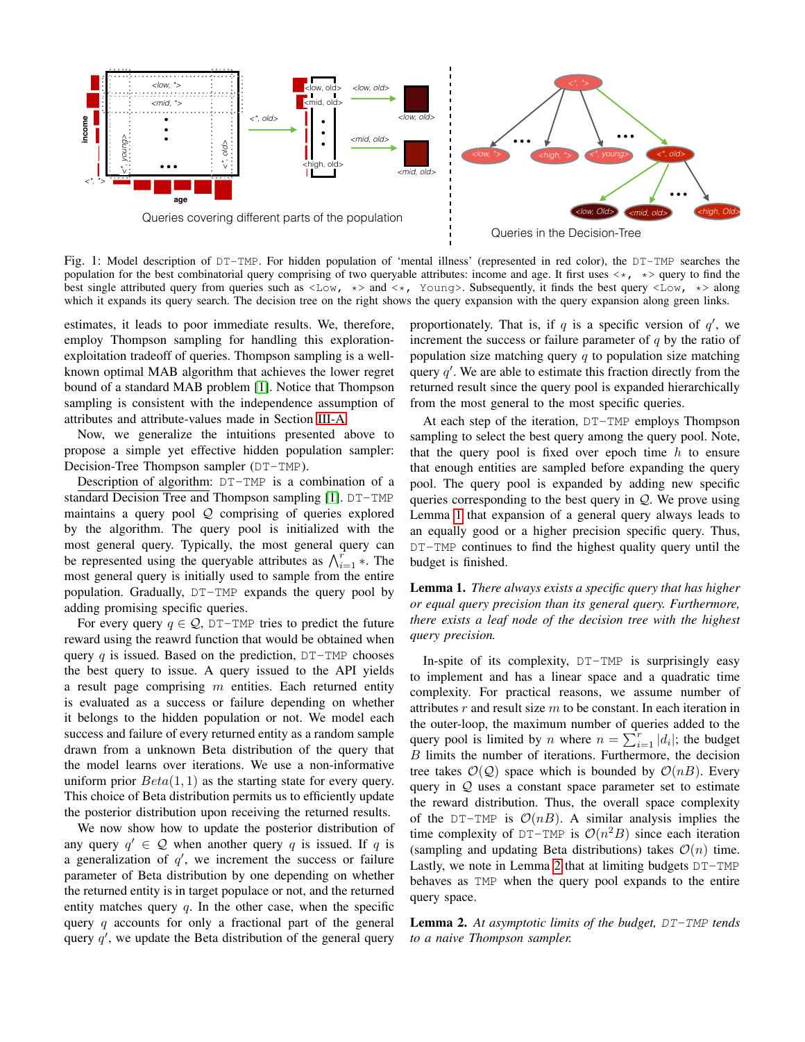Fig. 1: Model description of DT−TMP. For hidden population of 'mental illness' (represented in red color), the DT−TMP searches the population for the best combinatorial query comprising of two queryable attributes: income and age. It first uses <∗, ∗> query to find the best single attributed query from queries such as <Low, ∗> and <∗, Young>. Subsequently, it finds the best query <Low, ∗> along which it expands its query search. The decision tree on the right shows the query expansion with the query expansion along green links.

estimates, it leads to poor immediate results. We, therefore, employ Thompson sampling for handling this exploration-exploitation tradeoff of queries. Thompson sampling is a well-known optimal MAB algorithm that achieves the lower regret bound of a standard MAB problem [1]. Notice that Thompson sampling is consistent with the independence assumption of attributes and attribute-values made in Section III-A.

Now, we generalize the intuitions presented above to propose a simple yet effective hidden population sampler: Decision-Tree Thompson sampler (DT−TMP).

Description of algorithm: DT−TMP is a combination of a standard Decision Tree and Thompson sampling [1]. DT−TMP maintains a query pool $\mathcal{Q}$ comprising of queries explored by the algorithm. The query pool is initialized with the most general query. Typically, the most general query can be represented using the queryable attributes as $\bigwedge_{i=1}^{r} *$. The most general query is initially used to sample from the entire population. Gradually, DT−TMP expands the query pool by adding promising specific queries.

For every query $q \in \mathcal{Q}$, DT−TMP tries to predict the future reward using the reawrd function that would be obtained when query $q$ is issued. Based on the prediction, DT−TMP chooses the best query to issue. A query issued to the API yields a result page comprising $m$ entities. Each returned entity is evaluated as a success or failure depending on whether it belongs to the hidden population or not. We model each success and failure of every returned entity as a random sample drawn from a unknown Beta distribution of the query that the model learns over iterations. We use a non-informative uniform prior $Beta(1, 1)$ as the starting state for every query. This choice of Beta distribution permits us to efficiently update the posterior distribution upon receiving the returned results.

We now show how to update the posterior distribution of any query $q' \in \mathcal{Q}$ when another query $q$ is issued. If $q$ is a generalization of $q'$, we increment the success or failure parameter of Beta distribution by one depending on whether the returned entity is in target populace or not, and the returned entity matches query $q$. In the other case, when the specific query $q$ accounts for only a fractional part of the general query $q'$, we update the Beta distribution of the general query proportionately. That is, if $q$ is a specific version of $q'$, we increment the success or failure parameter of $q$ by the ratio of population size matching query $q$ to population size matching query $q'$. We are able to estimate this fraction directly from the returned result since the query pool is expanded hierarchically from the most general to the most specific queries.

At each step of the iteration, DT−TMP employs Thompson sampling to select the best query among the query pool. Note, that the query pool is fixed over epoch time $h$ to ensure that enough entities are sampled before expanding the query pool. The query pool is expanded by adding new specific queries corresponding to the best query in $\mathcal{Q}$. We prove using Lemma 1 that expansion of a general query always leads to an equally good or a higher precision specific query. Thus, DT−TMP continues to find the highest quality query until the budget is finished.

**Lemma 1.** *There always exists a specific query that has higher or equal query precision than its general query. Furthermore, there exists a leaf node of the decision tree with the highest query precision.*

In-spite of its complexity, DT−TMP is surprisingly easy to implement and has a linear space and a quadratic time complexity. For practical reasons, we assume number of attributes $r$ and result size $m$ to be constant. In each iteration in the outer-loop, the maximum number of queries added to the query pool is limited by $n$ where $n = \sum_{i=1}^{r} |d_i|$; the budget $B$ limits the number of iterations. Furthermore, the decision tree takes $\mathcal{O}(\mathcal{Q})$ space which is bounded by $\mathcal{O}(nB)$. Every query in $\mathcal{Q}$ uses a constant space parameter set to estimate the reward distribution. Thus, the overall space complexity of the DT−TMP is $\mathcal{O}(nB)$. A similar analysis implies the time complexity of DT−TMP is $\mathcal{O}(n^2 B)$ since each iteration (sampling and updating Beta distributions) takes $\mathcal{O}(n)$ time. Lastly, we note in Lemma 2 that at limiting budgets DT−TMP behaves as TMP when the query pool expands to the entire query space.

**Lemma 2.** *At asymptotic limits of the budget, DT−TMP tends to a naive Thompson sampler.*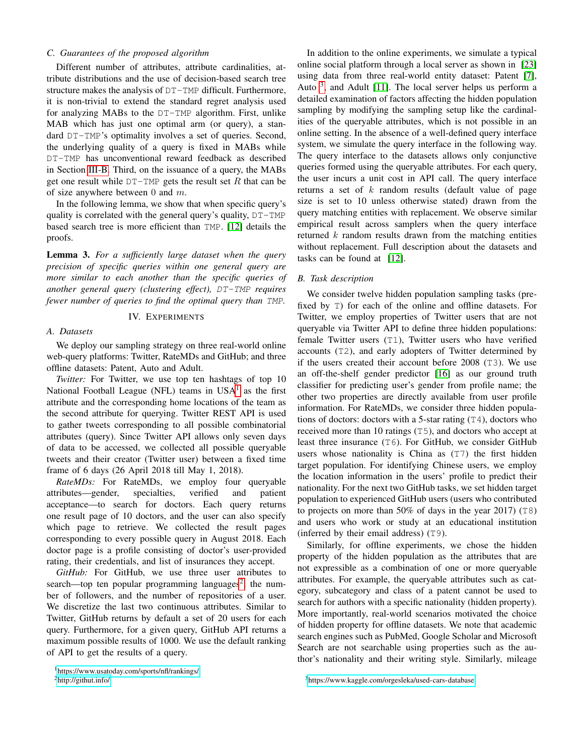### C. Guarantees of the proposed algorithm

Different number of attributes, attribute cardinalities, attribute distributions and the use of decision-based search tree structure makes the analysis of DT−TMP difficult. Furthermore, it is non-trivial to extend the standard regret analysis used for analyzing MABs to the DT−TMP algorithm. First, unlike MAB which has just one optimal arm (or query), a standard DT−TMP's optimality involves a set of queries. Second, the underlying quality of a query is fixed in MABs while DT−TMP has unconventional reward feedback as described in Section III-B. Third, on the issuance of a query, the MABs get one result while DT−TMP gets the result set $R$ that can be of size anywhere between 0 and $m$.

In the following lemma, we show that when specific query's quality is correlated with the general query's quality, DT−TMP based search tree is more efficient than TMP. [12] details the proofs.

**Lemma 3.** *For a sufficiently large dataset when the query precision of specific queries within one general query are more similar to each another than the specific queries of another general query (clustering effect), DT−TMP requires fewer number of queries to find the optimal query than TMP.*

## IV. Experiments

### A. Datasets

We deploy our sampling strategy on three real-world online web-query platforms: Twitter, RateMDs and GitHub; and three offline datasets: Patent, Auto and Adult.

*Twitter:* For Twitter, we use top ten hashtags of top 10 National Football League (NFL) teams in USA[1] as the first attribute and the corresponding home locations of the team as the second attribute for querying. Twitter REST API is used to gather tweets corresponding to all possible combinatorial attributes (query). Since Twitter API allows only seven days of data to be accessed, we collected all possible queryable tweets and their creator (Twitter user) between a fixed time frame of 6 days (26 April 2018 till May 1, 2018).

*RateMDs:* For RateMDs, we employ four queryable attributes—gender, specialties, verified and patient acceptance—to search for doctors. Each query returns one result page of 10 doctors, and the user can also specify which page to retrieve. We collected the result pages corresponding to every possible query in August 2018. Each doctor page is a profile consisting of doctor's user-provided rating, their credentials, and list of insurances they accept.

*GitHub:* For GitHub, we use three user attributes to search—top ten popular programming languages[2], the number of followers, and the number of repositories of a user. We discretize the last two continuous attributes. Similar to Twitter, GitHub returns by default a set of 20 users for each query. Furthermore, for a given query, GitHub API returns a maximum possible results of 1000. We use the default ranking of API to get the results of a query.

In addition to the online experiments, we simulate a typical online social platform through a local server as shown in [23] using data from three real-world entity dataset: Patent [7], Auto [3], and Adult [11]. The local server helps us perform a detailed examination of factors affecting the hidden population sampling by modifying the sampling setup like the cardinalities of the queryable attributes, which is not possible in an online setting. In the absence of a well-defined query interface system, we simulate the query interface in the following way. The query interface to the datasets allows only conjunctive queries formed using the queryable attributes. For each query, the user incurs a unit cost in API call. The query interface returns a set of $k$ random results (default value of page size is set to 10 unless otherwise stated) drawn from the query matching entities with replacement. We observe similar empirical result across samplers when the query interface returned $k$ random results drawn from the matching entities without replacement. Full description about the datasets and tasks can be found at [12].

### B. Task description

We consider twelve hidden population sampling tasks (prefixed by T) for each of the online and offline datasets. For Twitter, we employ properties of Twitter users that are not queryable via Twitter API to define three hidden populations: female Twitter users (T1), Twitter users who have verified accounts (T2), and early adopters of Twitter determined by if the users created their account before 2008 (T3). We use an off-the-shelf gender predictor [16] as our ground truth classifier for predicting user's gender from profile name; the other two properties are directly available from user profile information. For RateMDs, we consider three hidden populations of doctors: doctors with a 5-star rating (T4), doctors who received more than 10 ratings (T5), and doctors who accept at least three insurance (T6). For GitHub, we consider GitHub users whose nationality is China as (T7) the first hidden target population. For identifying Chinese users, we employ the location information in the users' profile to predict their nationality. For the next two GitHub tasks, we set hidden target population to experienced GitHub users (users who contributed to projects on more than 50% of days in the year 2017) (T8) and users who work or study at an educational institution (inferred by their email address) (T9).

Similarly, for offline experiments, we chose the hidden property of the hidden population as the attributes that are not expressible as a combination of one or more queryable attributes. For example, the queryable attributes such as category, subcategory and class of a patent cannot be used to search for authors with a specific nationality (hidden property). More importantly, real-world scenarios motivated the choice of hidden property for offline datasets. We note that academic search engines such as PubMed, Google Scholar and Microsoft Search are not searchable using properties such as the author's nationality and their writing style. Similarly, mileage

[1] https://www.usatoday.com/sports/nfl/rankings/

[2] http://githut.info/

[3] https://www.kaggle.com/orgesleka/used-cars-database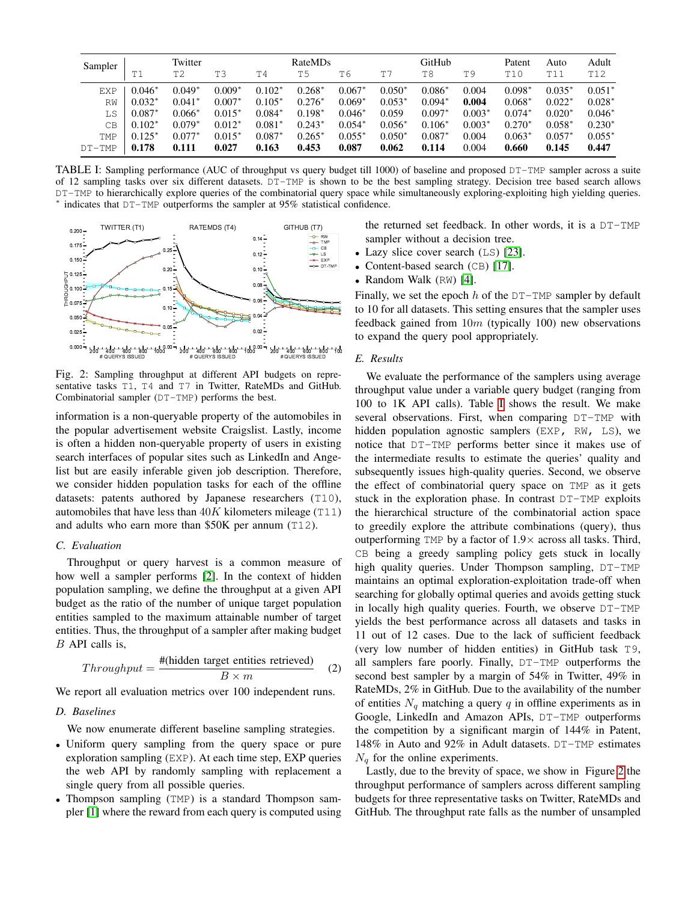| Sampler | Twitter | | | RateMDs | | | | GitHub | | Patent | Auto | Adult |
|---|---|---|---|---|---|---|---|---|---|---|---|---|
| | T1 | T2 | T3 | T4 | T5 | T6 | T7 | T8 | T9 | T10 | T11 | T12 |
| EXP | 0.046* | 0.049* | 0.009* | 0.102* | 0.268* | 0.067* | 0.050* | 0.086* | 0.004 | 0.098* | 0.035* | 0.051* |
| RW | 0.032* | 0.041* | 0.007* | 0.105* | 0.276* | 0.069* | 0.053* | 0.094* | **0.004** | 0.068* | 0.022* | 0.028* |
| LS | 0.087* | 0.066* | 0.015* | 0.084* | 0.198* | 0.046* | 0.059 | 0.097* | 0.003* | 0.074* | 0.020* | 0.046* |
| CB | 0.102* | 0.079* | 0.012* | 0.081* | 0.243* | 0.054* | 0.056* | 0.106* | 0.003* | 0.270* | 0.058* | 0.230* |
| TMP | 0.125* | 0.077* | 0.015* | 0.087* | 0.265* | 0.055* | 0.050* | 0.087* | 0.004 | 0.063* | 0.057* | 0.055* |
| DT-TMP | **0.178** | **0.111** | **0.027** | **0.163** | **0.453** | **0.087** | **0.062** | **0.114** | 0.004 | **0.660** | **0.145** | **0.447** |

TABLE I: Sampling performance (AUC of throughput vs query budget till 1000) of baseline and proposed DT-TMP sampler across a suite of 12 sampling tasks over six different datasets. DT-TMP is shown to be the best sampling strategy. Decision tree based search allows DT-TMP to hierarchically explore queries of the combinatorial query space while simultaneously exploring-exploiting high yielding queries. * indicates that DT-TMP outperforms the sampler at 95% statistical confidence.

Fig. 2: Sampling throughput at different API budgets on representative tasks T1, T4 and T7 in Twitter, RateMDs and GitHub. Combinatorial sampler (DT-TMP) performs the best.

information is a non-queryable property of the automobiles in the popular advertisement website Craigslist. Lastly, income is often a hidden non-queryable property of users in existing search interfaces of popular sites such as LinkedIn and Angelist but are easily inferable given job description. Therefore, we consider hidden population tasks for each of the offline datasets: patents authored by Japanese researchers (T10), automobiles that have less than $40K$ kilometers mileage (T11) and adults who earn more than $50K per annum (T12).

### C. Evaluation

Throughput or query harvest is a common measure of how well a sampler performs [2]. In the context of hidden population sampling, we define the throughput at a given API budget as the ratio of the number of unique target population entities sampled to the maximum attainable number of target entities. Thus, the throughput of a sampler after making budget $B$ API calls is,

$$Throughput = \frac{\#(\text{hidden target entities retrieved})}{B \times m} \quad (2)$$

We report all evaluation metrics over 100 independent runs.

### D. Baselines

We now enumerate different baseline sampling strategies.

- Uniform query sampling from the query space or pure exploration sampling (EXP). At each time step, EXP queries the web API by randomly sampling with replacement a single query from all possible queries.
- Thompson sampling (TMP) is a standard Thompson sampler [1] where the reward from each query is computed using the returned set feedback. In other words, it is a DT-TMP sampler without a decision tree.
- Lazy slice cover search (LS) [23].
- Content-based search (CB) [17].
- Random Walk (RW) [4].

Finally, we set the epoch $h$ of the DT-TMP sampler by default to 10 for all datasets. This setting ensures that the sampler uses feedback gained from $10m$ (typically 100) new observations to expand the query pool appropriately.

### E. Results

We evaluate the performance of the samplers using average throughput value under a variable query budget (ranging from 100 to 1K API calls). Table I shows the result. We make several observations. First, when comparing DT-TMP with hidden population agnostic samplers (EXP, RW, LS), we notice that DT-TMP performs better since it makes use of the intermediate results to estimate the queries' quality and subsequently issues high-quality queries. Second, we observe the effect of combinatorial query space on TMP as it gets stuck in the exploration phase. In contrast DT-TMP exploits the hierarchical structure of the combinatorial action space to greedily explore the attribute combinations (query), thus outperforming TMP by a factor of 1.9× across all tasks. Third, CB being a greedy sampling policy gets stuck in locally high quality queries. Under Thompson sampling, DT-TMP maintains an optimal exploration-exploitation trade-off when searching for globally optimal queries and avoids getting stuck in locally high quality queries. Fourth, we observe DT-TMP yields the best performance across all datasets and tasks in 11 out of 12 cases. Due to the lack of sufficient feedback (very low number of hidden entities) in GitHub task T9, all samplers fare poorly. Finally, DT-TMP outperforms the second best sampler by a margin of 54% in Twitter, 49% in RateMDs, 2% in GitHub. Due to the availability of the number of entities $N_q$ matching a query $q$ in offline experiments as in Google, LinkedIn and Amazon APIs, DT-TMP outperforms the competition by a significant margin of 144% in Patent, 148% in Auto and 92% in Adult datasets. DT-TMP estimates $N_q$ for the online experiments.

Lastly, due to the brevity of space, we show in Figure 2 the throughput performance of samplers across different sampling budgets for three representative tasks on Twitter, RateMDs and GitHub. The throughput rate falls as the number of unsampled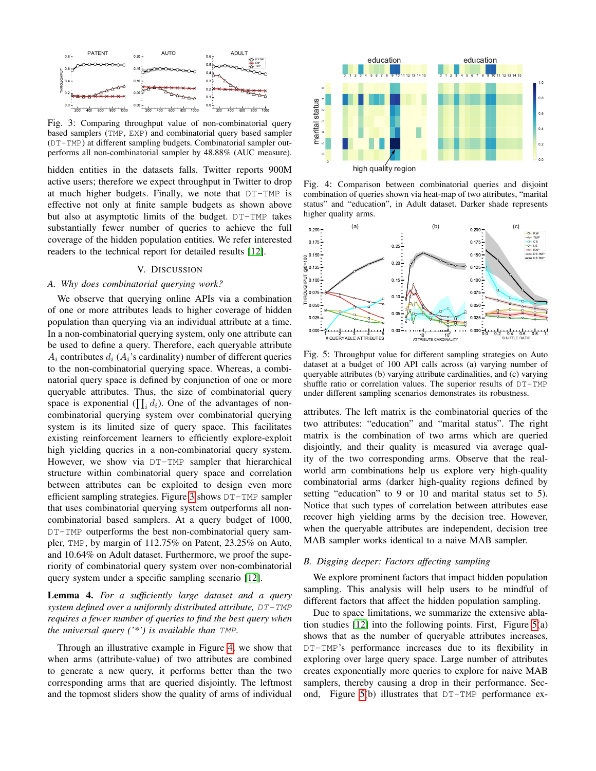Fig. 3: Comparing throughput value of non-combinatorial query based samplers (TMP, EXP) and combinatorial query based sampler (DT−TMP) at different sampling budgets. Combinatorial sampler outperforms all non-combinatorial sampler by 48.88% (AUC measure).

hidden entities in the datasets falls. Twitter reports 900M active users; therefore we expect throughput in Twitter to drop at much higher budgets. Finally, we note that DT−TMP is effective not only at finite sample budgets as shown above but also at asymptotic limits of the budget. DT−TMP takes substantially fewer number of queries to achieve the full coverage of the hidden population entities. We refer interested readers to the technical report for detailed results [12].

## V. Discussion

### A. Why does combinatorial querying work?

We observe that querying online APIs via a combination of one or more attributes leads to higher coverage of hidden population than querying via an individual attribute at a time. In a non-combinatorial querying system, only one attribute can be used to define a query. Therefore, each queryable attribute $A_i$ contributes $d_i$ ($A_i$'s cardinality) number of different queries to the non-combinatorial querying space. Whereas, a combinatorial query space is defined by conjunction of one or more queryable attributes. Thus, the size of combinatorial query space is exponential ($\prod_i d_i$). One of the advantages of non-combinatorial querying system over combinatorial querying system is its limited size of query space. This facilitates existing reinforcement learners to efficiently explore-exploit high yielding queries in a non-combinatorial query system. However, we show via DT−TMP sampler that hierarchical structure within combinatorial query space and correlation between attributes can be exploited to design even more efficient sampling strategies. Figure 3 shows DT−TMP sampler that uses combinatorial querying system outperforms all non-combinatorial based samplers. At a query budget of 1000, DT−TMP outperforms the best non-combinatorial query sampler, TMP, by margin of 112.75% on Patent, 23.25% on Auto, and 10.64% on Adult dataset. Furthermore, we proof the superiority of combinatorial query system over non-combinatorial query system under a specific sampling scenario [12].

**Lemma 4.** *For a sufficiently large dataset and a query system defined over a uniformly distributed attribute, DT−TMP requires a fewer number of queries to find the best query when the universal query ('*') is available than TMP.*

Through an illustrative example in Figure 4, we show that when arms (attribute-value) of two attributes are combined to generate a new query, it performs better than the two corresponding arms that are queried disjointly. The leftmost and the topmost sliders show the quality of arms of individual attributes. The left matrix is the combinatorial queries of the two attributes: "education" and "marital status". The right matrix is the combination of two arms which are queried disjointly, and their quality is measured via average quality of the two corresponding arms. Observe that the real-world arm combinations help us explore very high-quality combinatorial arms (darker high-quality regions defined by setting "education" to 9 or 10 and marital status set to 5). Notice that such types of correlation between attributes ease recover high yielding arms by the decision tree. However, when the queryable attributes are independent, decision tree MAB sampler works identical to a naive MAB sampler.

Fig. 4: Comparison between combinatorial queries and disjoint combination of queries shown via heat-map of two attributes, "marital status" and "education", in Adult dataset. Darker shade represents higher quality arms.

Fig. 5: Throughput value for different sampling strategies on Auto dataset at a budget of 100 API calls across (a) varying number of queryable attributes (b) varying attribute cardinalities, and (c) varying shuffle ratio or correlation values. The superior results of DT−TMP under different sampling scenarios demonstrates its robustness.

### B. Digging deeper: Factors affecting sampling

We explore prominent factors that impact hidden population sampling. This analysis will help users to be mindful of different factors that affect the hidden population sampling.

Due to space limitations, we summarize the extensive ablation studies [12] into the following points. First, Figure 5(a) shows that as the number of queryable attributes increases, DT−TMP's performance increases due to its flexibility in exploring over large query space. Large number of attributes creates exponentially more queries to explore for naive MAB samplers, thereby causing a drop in their performance. Second, Figure 5(b) illustrates that DT−TMP performance ex-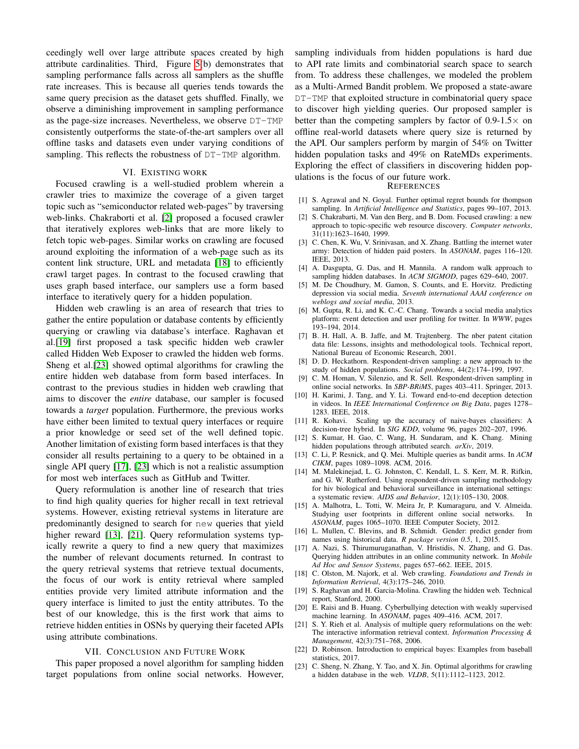ceedingly well over large attribute spaces created by high attribute cardinalities. Third, Figure 5(b) demonstrates that sampling performance falls across all samplers as the shuffle rate increases. This is because all queries tends towards the same query precision as the dataset gets shuffled. Finally, we observe a diminishing improvement in sampling performance as the page-size increases. Nevertheless, we observe DT-TMP consistently outperforms the state-of-the-art samplers over all offline tasks and datasets even under varying conditions of sampling. This reflects the robustness of DT-TMP algorithm.

## VI. Existing work

Focused crawling is a well-studied problem wherein a crawler tries to maximize the coverage of a given target topic such as "semiconductor related web-pages" by traversing web-links. Chakraborti et al. [2] proposed a focused crawler that iteratively explores web-links that are more likely to fetch topic web-pages. Similar works on crawling are focused around exploiting the information of a web-page such as its content link structure, URL and metadata [18] to efficiently crawl target pages. In contrast to the focused crawling that uses graph based interface, our samplers use a form based interface to iteratively query for a hidden population.

Hidden web crawling is an area of research that tries to gather the entire population or database contents by efficiently querying or crawling via database's interface. Raghavan et al.[19] first proposed a task specific hidden web crawler called Hidden Web Exposer to crawled the hidden web forms. Sheng et al.[23] showed optimal algorithms for crawling the entire hidden web database from form based interfaces. In contrast to the previous studies in hidden web crawling that aims to discover the *entire* database, our sampler is focused towards a *target* population. Furthermore, the previous works have either been limited to textual query interfaces or require a prior knowledge or seed set of the well defined topic. Another limitation of existing form based interfaces is that they consider all results pertaining to a query to be obtained in a single API query [17], [23] which is not a realistic assumption for most web interfaces such as GitHub and Twitter.

Query reformulation is another line of research that tries to find high quality queries for higher recall in text retrieval systems. However, existing retrieval systems in literature are predominantly designed to search for new queries that yield higher reward [13], [21]. Query reformulation systems typically rewrite a query to find a new query that maximizes the number of relevant documents returned. In contrast to the query retrieval systems that retrieve textual documents, the focus of our work is entity retrieval where sampled entities provide very limited attribute information and the query interface is limited to just the entity attributes. To the best of our knowledge, this is the first work that aims to retrieve hidden entities in OSNs by querying their faceted APIs using attribute combinations.

## VII. Conclusion and Future Work

This paper proposed a novel algorithm for sampling hidden target populations from online social networks. However, sampling individuals from hidden populations is hard due to API rate limits and combinatorial search space to search from. To address these challenges, we modeled the problem as a Multi-Armed Bandit problem. We proposed a state-aware DT-TMP that exploited structure in combinatorial query space to discover high yielding queries. Our proposed sampler is better than the competing samplers by factor of 0.9-1.5$\times$ on offline real-world datasets where query size is returned by the API. Our samplers perform by margin of 54% on Twitter hidden population tasks and 49% on RateMDs experiments. Exploring the effect of classifiers in discovering hidden populations is the focus of our future work.

## References

[1] S. Agrawal and N. Goyal. Further optimal regret bounds for thompson sampling. In *Artificial Intelligence and Statistics*, pages 99–107, 2013.

[2] S. Chakrabarti, M. Van den Berg, and B. Dom. Focused crawling: a new approach to topic-specific web resource discovery. *Computer networks*, 31(11):1623–1640, 1999.

[3] C. Chen, K. Wu, V. Srinivasan, and X. Zhang. Battling the internet water army: Detection of hidden paid posters. In *ASONAM*, pages 116–120. IEEE, 2013.

[4] A. Dasgupta, G. Das, and H. Mannila. A random walk approach to sampling hidden databases. In *ACM SIGMOD*, pages 629–640, 2007.

[5] M. De Choudhury, M. Gamon, S. Counts, and E. Horvitz. Predicting depression via social media. *Seventh international AAAI conference on weblogs and social media*, 2013.

[6] M. Gupta, R. Li, and K. C.-C. Chang. Towards a social media analytics platform: event detection and user profiling for twitter. In *WWW*, pages 193–194, 2014.

[7] B. H. Hall, A. B. Jaffe, and M. Trajtenberg. The nber patent citation data file: Lessons, insights and methodological tools. Technical report, National Bureau of Economic Research, 2001.

[8] D. D. Heckathorn. Respondent-driven sampling: a new approach to the study of hidden populations. *Social problems*, 44(2):174–199, 1997.

[9] C. M. Homan, V. Silenzio, and R. Sell. Respondent-driven sampling in online social networks. In *SBP-BRiMS*, pages 403–411. Springer, 2013.

[10] H. Karimi, J. Tang, and Y. Li. Toward end-to-end deception detection in videos. In *IEEE International Conference on Big Data*, pages 1278–1283. IEEE, 2018.

[11] R. Kohavi. Scaling up the accuracy of naive-bayes classifiers: A decision-tree hybrid. In *SIG KDD*, volume 96, pages 202–207, 1996.

[12] S. Kumar, H. Gao, C. Wang, H. Sundaram, and K. Chang. Mining hidden populations through attributed search. *arXiv*, 2019.

[13] C. Li, P. Resnick, and Q. Mei. Multiple queries as bandit arms. In *ACM CIKM*, pages 1089–1098. ACM, 2016.

[14] M. Malekinejad, L. G. Johnston, C. Kendall, L. S. Kerr, M. R. Rifkin, and G. W. Rutherford. Using respondent-driven sampling methodology for hiv biological and behavioral surveillance in international settings: a systematic review. *AIDS and Behavior*, 12(1):105–130, 2008.

[15] A. Malhotra, L. Totti, W. Meira Jr, P. Kumaraguru, and V. Almeida. Studying user footprints in different online social networks. In *ASONAM*, pages 1065–1070. IEEE Computer Society, 2012.

[16] L. Mullen, C. Blevins, and B. Schmidt. Gender: predict gender from names using historical data. *R package version 0.5*, 1, 2015.

[17] A. Nazi, S. Thirumuruganathan, V. Hristidis, N. Zhang, and G. Das. Querying hidden attributes in an online community network. In *Mobile Ad Hoc and Sensor Systems*, pages 657–662. IEEE, 2015.

[18] C. Olston, M. Najork, et al. Web crawling. *Foundations and Trends in Information Retrieval*, 4(3):175–246, 2010.

[19] S. Raghavan and H. Garcia-Molina. Crawling the hidden web. Technical report, Stanford, 2000.

[20] E. Raisi and B. Huang. Cyberbullying detection with weakly supervised machine learning. In *ASONAM*, pages 409–416. ACM, 2017.

[21] S. Y. Rieh et al. Analysis of multiple query reformulations on the web: The interactive information retrieval context. *Information Processing & Management*, 42(3):751–768, 2006.

[22] D. Robinson. Introduction to empirical bayes: Examples from baseball statistics, 2017.

[23] C. Sheng, N. Zhang, Y. Tao, and X. Jin. Optimal algorithms for crawling a hidden database in the web. *VLDB*, 5(11):1112–1123, 2012.